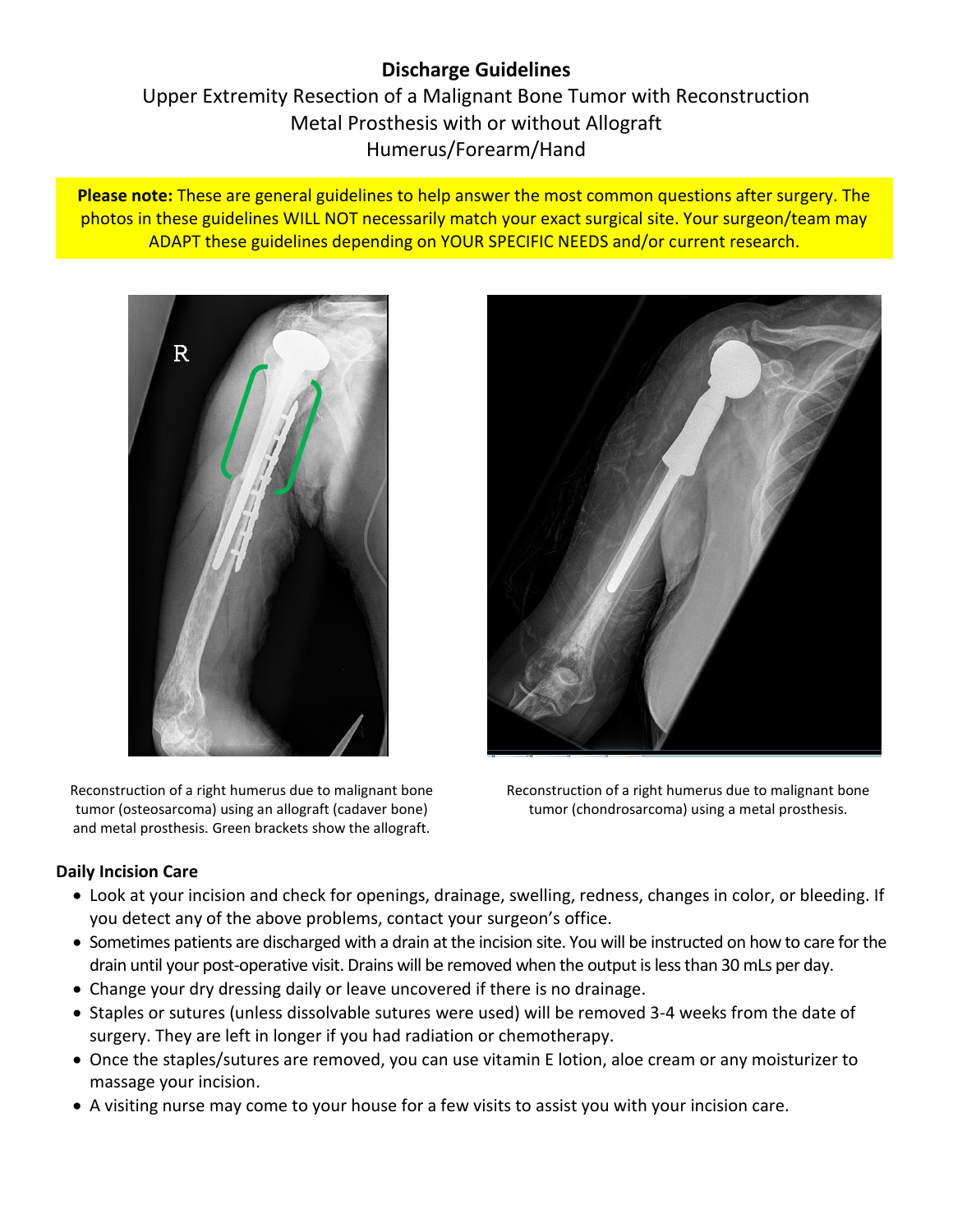# Discharge Guidelines

## Upper Extremity Resection of a Malignant Bone Tumor with Reconstruction
## Metal Prosthesis with or without Allograft
## Humerus/Forearm/Hand

**Please note:** These are general guidelines to help answer the most common questions after surgery. The photos in these guidelines WILL NOT necessarily match your exact surgical site. Your surgeon/team may ADAPT these guidelines depending on YOUR SPECIFIC NEEDS and/or current research.

Reconstruction of a right humerus due to malignant bone tumor (osteosarcoma) using an allograft (cadaver bone) and metal prosthesis. Green brackets show the allograft.

Reconstruction of a right humerus due to malignant bone tumor (chondrosarcoma) using a metal prosthesis.

### Daily Incision Care

- Look at your incision and check for openings, drainage, swelling, redness, changes in color, or bleeding. If you detect any of the above problems, contact your surgeon's office.
- Sometimes patients are discharged with a drain at the incision site. You will be instructed on how to care for the drain until your post-operative visit. Drains will be removed when the output is less than 30 mLs per day.
- Change your dry dressing daily or leave uncovered if there is no drainage.
- Staples or sutures (unless dissolvable sutures were used) will be removed 3-4 weeks from the date of surgery. They are left in longer if you had radiation or chemotherapy.
- Once the staples/sutures are removed, you can use vitamin E lotion, aloe cream or any moisturizer to massage your incision.
- A visiting nurse may come to your house for a few visits to assist you with your incision care.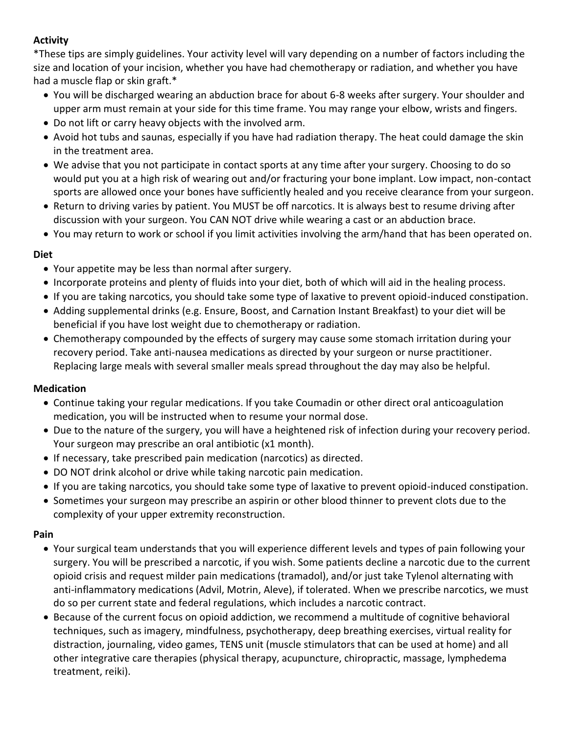**Activity**

*These tips are simply guidelines. Your activity level will vary depending on a number of factors including the size and location of your incision, whether you have had chemotherapy or radiation, and whether you have had a muscle flap or skin graft.*

- You will be discharged wearing an abduction brace for about 6-8 weeks after surgery. Your shoulder and upper arm must remain at your side for this time frame. You may range your elbow, wrists and fingers.
- Do not lift or carry heavy objects with the involved arm.
- Avoid hot tubs and saunas, especially if you have had radiation therapy. The heat could damage the skin in the treatment area.
- We advise that you not participate in contact sports at any time after your surgery. Choosing to do so would put you at a high risk of wearing out and/or fracturing your bone implant. Low impact, non-contact sports are allowed once your bones have sufficiently healed and you receive clearance from your surgeon.
- Return to driving varies by patient. You MUST be off narcotics. It is always best to resume driving after discussion with your surgeon. You CAN NOT drive while wearing a cast or an abduction brace.
- You may return to work or school if you limit activities involving the arm/hand that has been operated on.

**Diet**

- Your appetite may be less than normal after surgery.
- Incorporate proteins and plenty of fluids into your diet, both of which will aid in the healing process.
- If you are taking narcotics, you should take some type of laxative to prevent opioid-induced constipation.
- Adding supplemental drinks (e.g. Ensure, Boost, and Carnation Instant Breakfast) to your diet will be beneficial if you have lost weight due to chemotherapy or radiation.
- Chemotherapy compounded by the effects of surgery may cause some stomach irritation during your recovery period. Take anti-nausea medications as directed by your surgeon or nurse practitioner. Replacing large meals with several smaller meals spread throughout the day may also be helpful.

**Medication**

- Continue taking your regular medications. If you take Coumadin or other direct oral anticoagulation medication, you will be instructed when to resume your normal dose.
- Due to the nature of the surgery, you will have a heightened risk of infection during your recovery period. Your surgeon may prescribe an oral antibiotic (x1 month).
- If necessary, take prescribed pain medication (narcotics) as directed.
- DO NOT drink alcohol or drive while taking narcotic pain medication.
- If you are taking narcotics, you should take some type of laxative to prevent opioid-induced constipation.
- Sometimes your surgeon may prescribe an aspirin or other blood thinner to prevent clots due to the complexity of your upper extremity reconstruction.

**Pain**

- Your surgical team understands that you will experience different levels and types of pain following your surgery. You will be prescribed a narcotic, if you wish. Some patients decline a narcotic due to the current opioid crisis and request milder pain medications (tramadol), and/or just take Tylenol alternating with anti-inflammatory medications (Advil, Motrin, Aleve), if tolerated. When we prescribe narcotics, we must do so per current state and federal regulations, which includes a narcotic contract.
- Because of the current focus on opioid addiction, we recommend a multitude of cognitive behavioral techniques, such as imagery, mindfulness, psychotherapy, deep breathing exercises, virtual reality for distraction, journaling, video games, TENS unit (muscle stimulators that can be used at home) and all other integrative care therapies (physical therapy, acupuncture, chiropractic, massage, lymphedema treatment, reiki).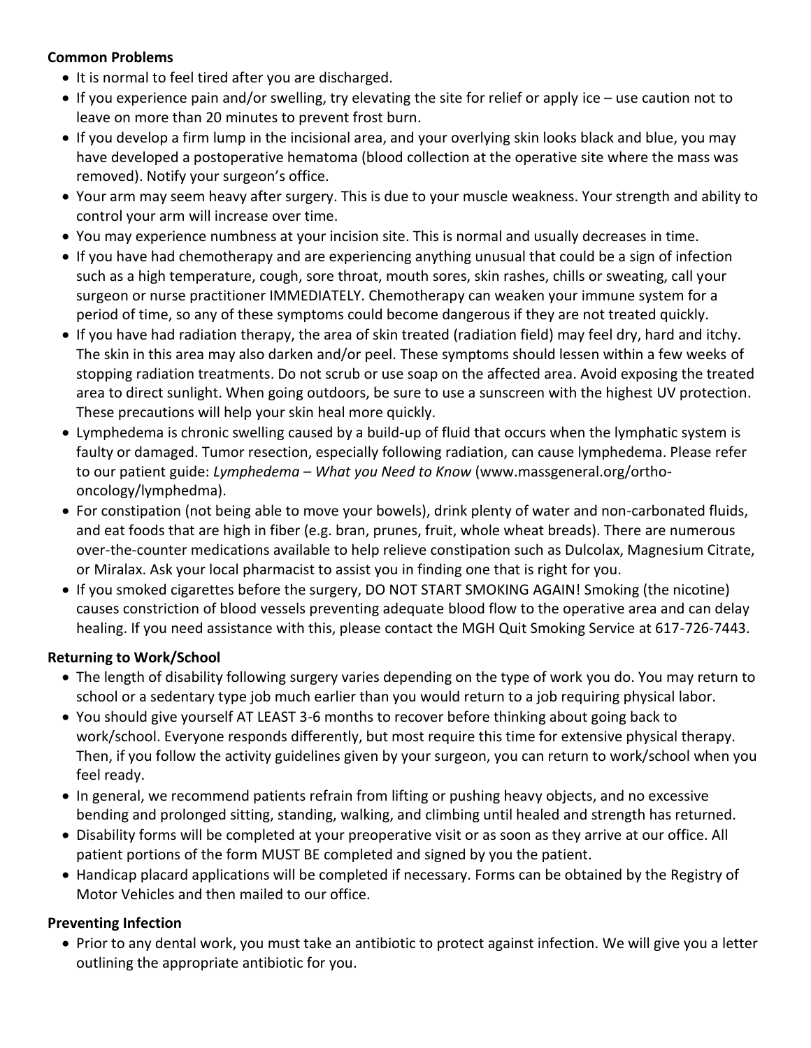**Common Problems**

- It is normal to feel tired after you are discharged.
- If you experience pain and/or swelling, try elevating the site for relief or apply ice – use caution not to leave on more than 20 minutes to prevent frost burn.
- If you develop a firm lump in the incisional area, and your overlying skin looks black and blue, you may have developed a postoperative hematoma (blood collection at the operative site where the mass was removed). Notify your surgeon's office.
- Your arm may seem heavy after surgery. This is due to your muscle weakness. Your strength and ability to control your arm will increase over time.
- You may experience numbness at your incision site. This is normal and usually decreases in time.
- If you have had chemotherapy and are experiencing anything unusual that could be a sign of infection such as a high temperature, cough, sore throat, mouth sores, skin rashes, chills or sweating, call your surgeon or nurse practitioner IMMEDIATELY. Chemotherapy can weaken your immune system for a period of time, so any of these symptoms could become dangerous if they are not treated quickly.
- If you have had radiation therapy, the area of skin treated (radiation field) may feel dry, hard and itchy. The skin in this area may also darken and/or peel. These symptoms should lessen within a few weeks of stopping radiation treatments. Do not scrub or use soap on the affected area. Avoid exposing the treated area to direct sunlight. When going outdoors, be sure to use a sunscreen with the highest UV protection. These precautions will help your skin heal more quickly.
- Lymphedema is chronic swelling caused by a build-up of fluid that occurs when the lymphatic system is faulty or damaged. Tumor resection, especially following radiation, can cause lymphedema. Please refer to our patient guide: *Lymphedema – What you Need to Know* (www.massgeneral.org/ortho-oncology/lymphedma).
- For constipation (not being able to move your bowels), drink plenty of water and non-carbonated fluids, and eat foods that are high in fiber (e.g. bran, prunes, fruit, whole wheat breads). There are numerous over-the-counter medications available to help relieve constipation such as Dulcolax, Magnesium Citrate, or Miralax. Ask your local pharmacist to assist you in finding one that is right for you.
- If you smoked cigarettes before the surgery, DO NOT START SMOKING AGAIN! Smoking (the nicotine) causes constriction of blood vessels preventing adequate blood flow to the operative area and can delay healing. If you need assistance with this, please contact the MGH Quit Smoking Service at 617-726-7443.

**Returning to Work/School**

- The length of disability following surgery varies depending on the type of work you do. You may return to school or a sedentary type job much earlier than you would return to a job requiring physical labor.
- You should give yourself AT LEAST 3-6 months to recover before thinking about going back to work/school. Everyone responds differently, but most require this time for extensive physical therapy. Then, if you follow the activity guidelines given by your surgeon, you can return to work/school when you feel ready.
- In general, we recommend patients refrain from lifting or pushing heavy objects, and no excessive bending and prolonged sitting, standing, walking, and climbing until healed and strength has returned.
- Disability forms will be completed at your preoperative visit or as soon as they arrive at our office. All patient portions of the form MUST BE completed and signed by you the patient.
- Handicap placard applications will be completed if necessary. Forms can be obtained by the Registry of Motor Vehicles and then mailed to our office.

**Preventing Infection**

- Prior to any dental work, you must take an antibiotic to protect against infection. We will give you a letter outlining the appropriate antibiotic for you.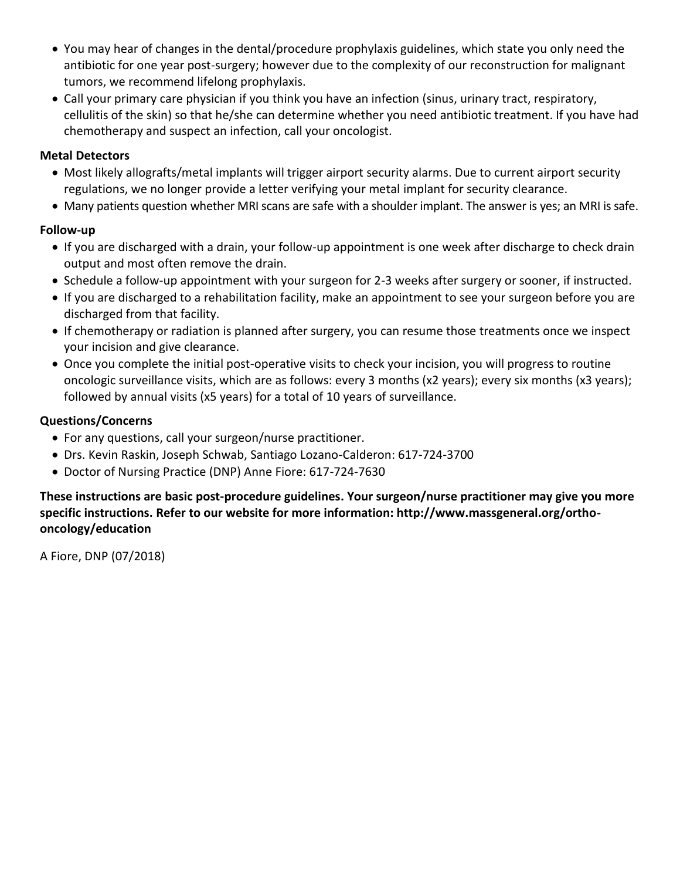- You may hear of changes in the dental/procedure prophylaxis guidelines, which state you only need the antibiotic for one year post-surgery; however due to the complexity of our reconstruction for malignant tumors, we recommend lifelong prophylaxis.
- Call your primary care physician if you think you have an infection (sinus, urinary tract, respiratory, cellulitis of the skin) so that he/she can determine whether you need antibiotic treatment. If you have had chemotherapy and suspect an infection, call your oncologist.

**Metal Detectors**

- Most likely allografts/metal implants will trigger airport security alarms. Due to current airport security regulations, we no longer provide a letter verifying your metal implant for security clearance.
- Many patients question whether MRI scans are safe with a shoulder implant. The answer is yes; an MRI is safe.

**Follow-up**

- If you are discharged with a drain, your follow-up appointment is one week after discharge to check drain output and most often remove the drain.
- Schedule a follow-up appointment with your surgeon for 2-3 weeks after surgery or sooner, if instructed.
- If you are discharged to a rehabilitation facility, make an appointment to see your surgeon before you are discharged from that facility.
- If chemotherapy or radiation is planned after surgery, you can resume those treatments once we inspect your incision and give clearance.
- Once you complete the initial post-operative visits to check your incision, you will progress to routine oncologic surveillance visits, which are as follows: every 3 months (x2 years); every six months (x3 years); followed by annual visits (x5 years) for a total of 10 years of surveillance.

**Questions/Concerns**

- For any questions, call your surgeon/nurse practitioner.
- Drs. Kevin Raskin, Joseph Schwab, Santiago Lozano-Calderon: 617-724-3700
- Doctor of Nursing Practice (DNP) Anne Fiore: 617-724-7630

**These instructions are basic post-procedure guidelines. Your surgeon/nurse practitioner may give you more specific instructions. Refer to our website for more information: http://www.massgeneral.org/ortho-oncology/education**

A Fiore, DNP (07/2018)